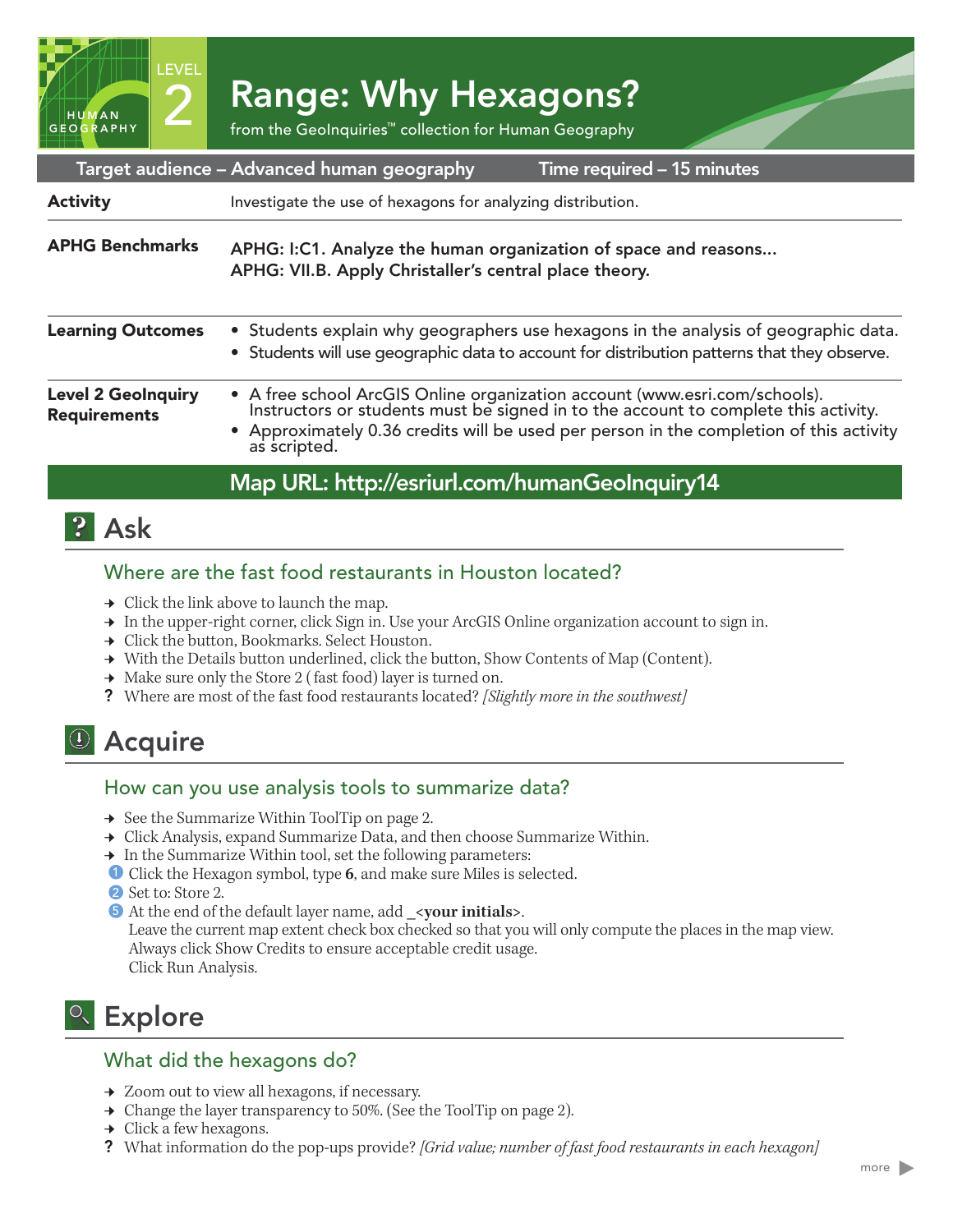# Range: Why Hexagons?

LEVEL 2 — HUMAN GEOGRAPHY

from the GeoInquiries™ collection for Human Geography

| Target audience – Advanced human geography | Time required – 15 minutes |
|---|---|

**Activity** — Investigate the use of hexagons for analyzing distribution.

**APHG Benchmarks**

- APHG: I:C1. Analyze the human organization of space and reasons…
- APHG: VII.B. Apply Christaller's central place theory.

**Learning Outcomes**

- Students explain why geographers use hexagons in the analysis of geographic data.
- Students will use geographic data to account for distribution patterns that they observe.

**Level 2 GeoInquiry Requirements**

- A free school ArcGIS Online organization account (www.esri.com/schools). Instructors or students must be signed in to the account to complete this activity.
- Approximately 0.36 credits will be used per person in the completion of this activity as scripted.

**Map URL: http://esriurl.com/humanGeoInquiry14**

## Ask

### Where are the fast food restaurants in Houston located?

→ Click the link above to launch the map.
→ In the upper-right corner, click Sign in. Use your ArcGIS Online organization account to sign in.
→ Click the button, Bookmarks. Select Houston.
→ With the Details button underlined, click the button, Show Contents of Map (Content).
→ Make sure only the Store 2 ( fast food) layer is turned on.
? Where are most of the fast food restaurants located? *[Slightly more in the southwest]*

## Acquire

### How can you use analysis tools to summarize data?

→ See the Summarize Within ToolTip on page 2.
→ Click Analysis, expand Summarize Data, and then choose Summarize Within.
→ In the Summarize Within tool, set the following parameters:
1. Click the Hexagon symbol, type **6**, and make sure Miles is selected.
2. Set to: Store 2.
5. At the end of the default layer name, add _<**your initials**>.
   Leave the current map extent check box checked so that you will only compute the places in the map view.
   Always click Show Credits to ensure acceptable credit usage.
   Click Run Analysis.

## Explore

### What did the hexagons do?

→ Zoom out to view all hexagons, if necessary.
→ Change the layer transparency to 50%. (See the ToolTip on page 2).
→ Click a few hexagons.
? What information do the pop-ups provide? *[Grid value; number of fast food restaurants in each hexagon]*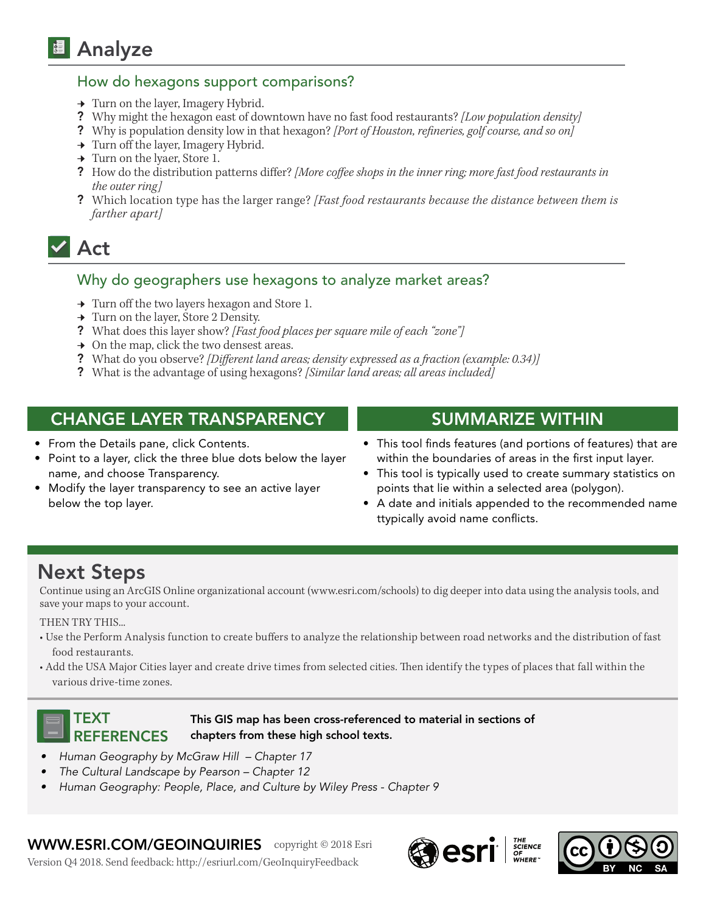# Analyze

## How do hexagons support comparisons?

- → Turn on the layer, Imagery Hybrid.
- ? Why might the hexagon east of downtown have no fast food restaurants? *[Low population density]*
- ? Why is population density low in that hexagon? *[Port of Houston, refineries, golf course, and so on]*
- → Turn off the layer, Imagery Hybrid.
- → Turn on the lyaer, Store 1.
- ? How do the distribution patterns differ? *[More coffee shops in the inner ring; more fast food restaurants in the outer ring]*
- ? Which location type has the larger range? *[Fast food restaurants because the distance between them is farther apart]*

# Act

## Why do geographers use hexagons to analyze market areas?

- → Turn off the two layers hexagon and Store 1.
- → Turn on the layer, Store 2 Density.
- ? What does this layer show? *[Fast food places per square mile of each "zone"]*
- → On the map, click the two densest areas.
- ? What do you observe? *[Different land areas; density expressed as a fraction (example: 0.34)]*
- ? What is the advantage of using hexagons? *[Similar land areas; all areas included]*

## CHANGE LAYER TRANSPARENCY

- From the Details pane, click Contents.
- Point to a layer, click the three blue dots below the layer name, and choose Transparency.
- Modify the layer transparency to see an active layer below the top layer.

## SUMMARIZE WITHIN

- This tool finds features (and portions of features) that are within the boundaries of areas in the first input layer.
- This tool is typically used to create summary statistics on points that lie within a selected area (polygon).
- A date and initials appended to the recommended name ttypically avoid name conflicts.

# Next Steps

Continue using an ArcGIS Online organizational account (www.esri.com/schools) to dig deeper into data using the analysis tools, and save your maps to your account.

THEN TRY THIS...

- Use the Perform Analysis function to create buffers to analyze the relationship between road networks and the distribution of fast food restaurants.
- Add the USA Major Cities layer and create drive times from selected cities. Then identify the types of places that fall within the various drive-time zones.

## TEXT REFERENCES

**This GIS map has been cross-referenced to material in sections of chapters from these high school texts.**

- *Human Geography by McGraw Hill – Chapter 17*
- *The Cultural Landscape by Pearson – Chapter 12*
- *Human Geography: People, Place, and Culture by Wiley Press - Chapter 9*

**WWW.ESRI.COM/GEOINQUIRIES** copyright © 2018 Esri

Version Q4 2018. Send feedback: http://esriurl.com/GeoInquiryFeedback